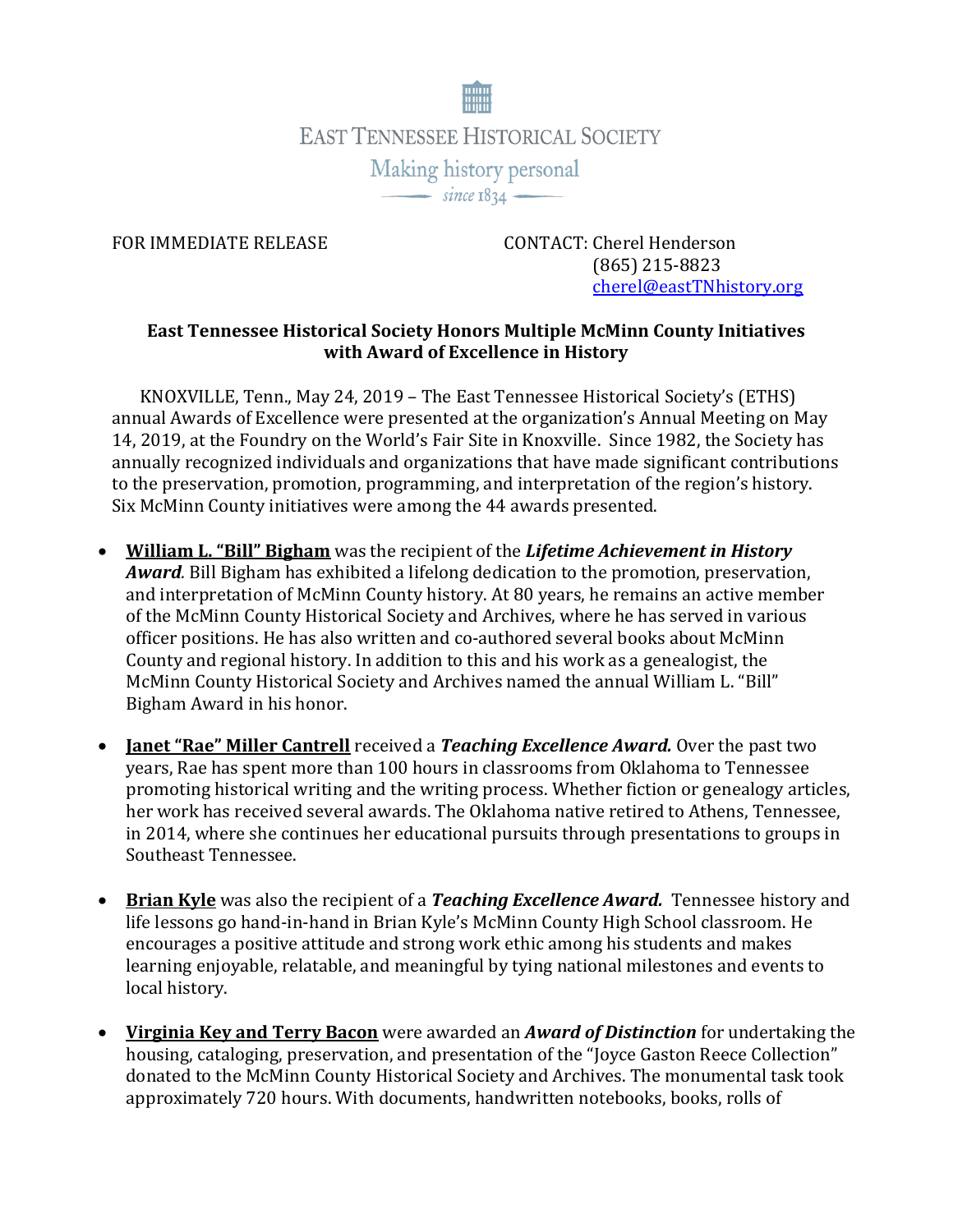EAST TENNESSEE HISTORICAL SOCIETY

Making history personal

since 1834

FOR IMMEDIATE RELEASE

CONTACT: Cherel Henderson
(865) 215-8823
cherel@eastTNhistory.org

**East Tennessee Historical Society Honors Multiple McMinn County Initiatives with Award of Excellence in History**

KNOXVILLE, Tenn., May 24, 2019 – The East Tennessee Historical Society's (ETHS) annual Awards of Excellence were presented at the organization's Annual Meeting on May 14, 2019, at the Foundry on the World's Fair Site in Knoxville. Since 1982, the Society has annually recognized individuals and organizations that have made significant contributions to the preservation, promotion, programming, and interpretation of the region's history. Six McMinn County initiatives were among the 44 awards presented.

- **William L. "Bill" Bigham** was the recipient of the ***Lifetime Achievement in History Award***. Bill Bigham has exhibited a lifelong dedication to the promotion, preservation, and interpretation of McMinn County history. At 80 years, he remains an active member of the McMinn County Historical Society and Archives, where he has served in various officer positions. He has also written and co-authored several books about McMinn County and regional history. In addition to this and his work as a genealogist, the McMinn County Historical Society and Archives named the annual William L. "Bill" Bigham Award in his honor.

- **Janet "Rae" Miller Cantrell** received a ***Teaching Excellence Award.*** Over the past two years, Rae has spent more than 100 hours in classrooms from Oklahoma to Tennessee promoting historical writing and the writing process. Whether fiction or genealogy articles, her work has received several awards. The Oklahoma native retired to Athens, Tennessee, in 2014, where she continues her educational pursuits through presentations to groups in Southeast Tennessee.

- **Brian Kyle** was also the recipient of a ***Teaching Excellence Award.*** Tennessee history and life lessons go hand-in-hand in Brian Kyle's McMinn County High School classroom. He encourages a positive attitude and strong work ethic among his students and makes learning enjoyable, relatable, and meaningful by tying national milestones and events to local history.

- **Virginia Key and Terry Bacon** were awarded an ***Award of Distinction*** for undertaking the housing, cataloging, preservation, and presentation of the "Joyce Gaston Reece Collection" donated to the McMinn County Historical Society and Archives. The monumental task took approximately 720 hours. With documents, handwritten notebooks, books, rolls of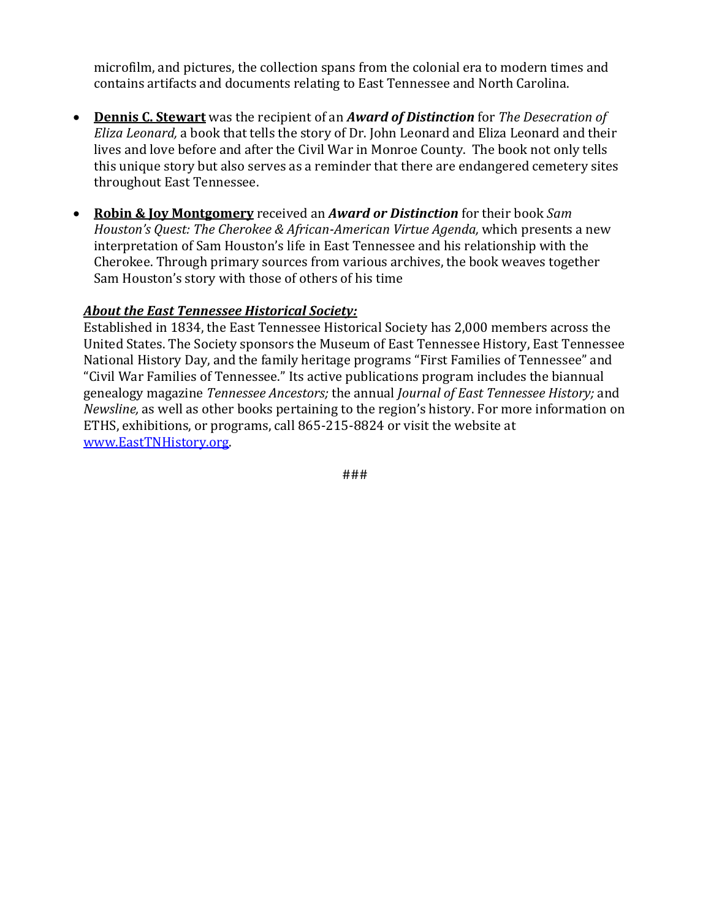microfilm, and pictures, the collection spans from the colonial era to modern times and contains artifacts and documents relating to East Tennessee and North Carolina.

- **Dennis C. Stewart** was the recipient of an ***Award of Distinction*** for *The Desecration of Eliza Leonard,* a book that tells the story of Dr. John Leonard and Eliza Leonard and their lives and love before and after the Civil War in Monroe County. The book not only tells this unique story but also serves as a reminder that there are endangered cemetery sites throughout East Tennessee.

- **Robin & Joy Montgomery** received an ***Award or Distinction*** for their book *Sam Houston's Quest: The Cherokee & African-American Virtue Agenda,* which presents a new interpretation of Sam Houston's life in East Tennessee and his relationship with the Cherokee. Through primary sources from various archives, the book weaves together Sam Houston's story with those of others of his time

***About the East Tennessee Historical Society:***

Established in 1834, the East Tennessee Historical Society has 2,000 members across the United States. The Society sponsors the Museum of East Tennessee History, East Tennessee National History Day, and the family heritage programs "First Families of Tennessee" and "Civil War Families of Tennessee." Its active publications program includes the biannual genealogy magazine *Tennessee Ancestors;* the annual *Journal of East Tennessee History;* and *Newsline,* as well as other books pertaining to the region's history. For more information on ETHS, exhibitions, or programs, call 865-215-8824 or visit the website at [www.EastTNHistory.org](http://www.EastTNHistory.org).

###